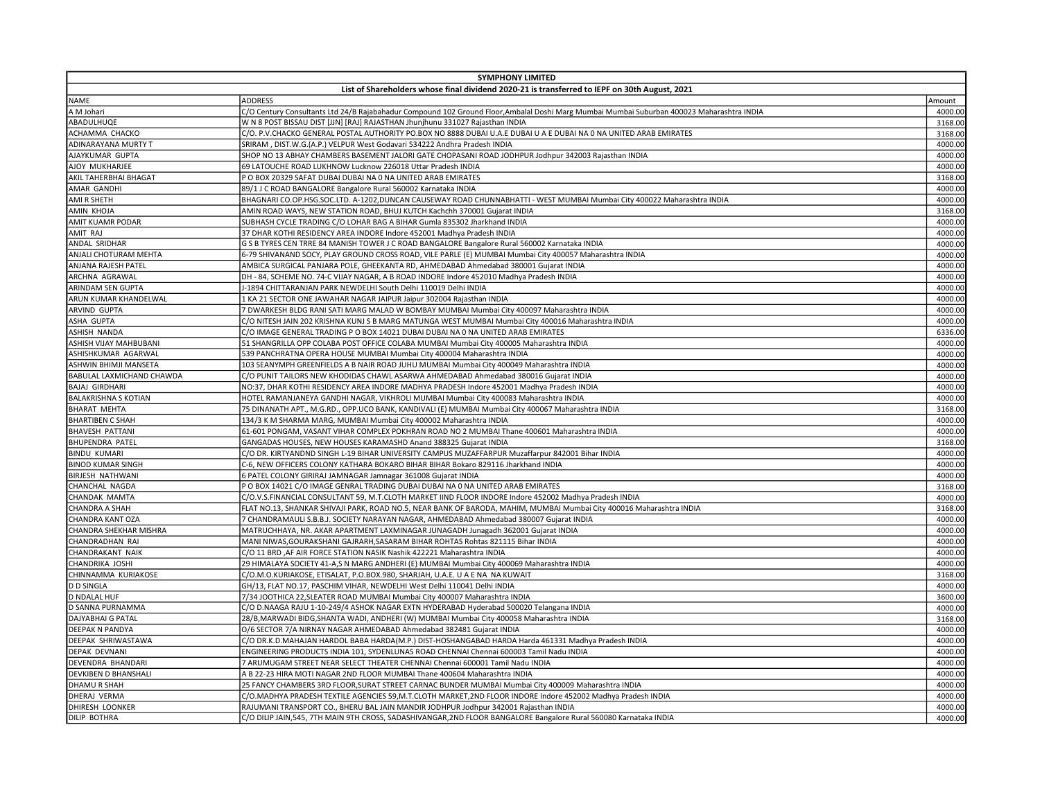| SYMPHONY LIMITED | | |
|---|---|---|
| List of Shareholders whose final dividend 2020-21 is transferred to IEPF on 30th August, 2021 | | |
| NAME | ADDRESS | Amount |
| A M Johari | C/O Century Consultants Ltd 24/B Rajabahadur Compound 102 Ground Floor,Ambalal Doshi Marg Mumbai Mumbai Suburban 400023 Maharashtra INDIA | 4000.00 |
| ABADULHUQE | W N 8 POST BISSAU DIST [JJN] [RAJ] RAJASTHAN Jhunjhunu 331027 Rajasthan INDIA | 3168.00 |
| ACHAMMA CHACKO | C/O. P.V.CHACKO GENERAL POSTAL AUTHORITY PO.BOX NO 8888 DUBAI U.A.E DUBAI U A E DUBAI NA 0 NA UNITED ARAB EMIRATES | 3168.00 |
| ADINARAYANA MURTY T | SRIRAM , DIST.W.G.(A.P.) VELPUR West Godavari 534222 Andhra Pradesh INDIA | 4000.00 |
| AJAYKUMAR GUPTA | SHOP NO 13 ABHAY CHAMBERS BASEMENT JALORI GATE CHOPASANI ROAD JODHPUR Jodhpur 342003 Rajasthan INDIA | 4000.00 |
| AJOY MUKHARJEE | 69 LATOUCHE ROAD LUKHNOW Lucknow 226018 Uttar Pradesh INDIA | 4000.00 |
| AKIL TAHERBHAI BHAGAT | P O BOX 20329 SAFAT DUBAI DUBAI NA 0 NA UNITED ARAB EMIRATES | 3168.00 |
| AMAR GANDHI | 89/1 J C ROAD BANGALORE Bangalore Rural 560002 Karnataka INDIA | 4000.00 |
| AMI R SHETH | BHAGNARI CO.OP.HSG.SOC.LTD. A-1202,DUNCAN CAUSEWAY ROAD CHUNNABHATTI - WEST MUMBAI Mumbai City 400022 Maharashtra INDIA | 4000.00 |
| AMIN KHOJA | AMIN ROAD WAYS, NEW STATION ROAD, BHUJ KUTCH Kachchh 370001 Gujarat INDIA | 3168.00 |
| AMIT KUAMR PODAR | SUBHASH CYCLE TRADING C/O LOHAR BAG A BIHAR Gumla 835302 Jharkhand INDIA | 4000.00 |
| AMIT RAJ | 37 DHAR KOTHI RESIDENCY AREA INDORE Indore 452001 Madhya Pradesh INDIA | 4000.00 |
| ANDAL SRIDHAR | G S B TYRES CEN TRRE 84 MANISH TOWER J C ROAD BANGALORE Bangalore Rural 560002 Karnataka INDIA | 4000.00 |
| ANJALI CHOTURAM MEHTA | 6-79 SHIVANAND SOCY, PLAY GROUND CROSS ROAD, VILE PARLE (E) MUMBAI Mumbai City 400057 Maharashtra INDIA | 4000.00 |
| ANJANA RAJESH PATEL | AMBICA SURGICAL PANJARA POLE, GHEEKANTA RD, AHMEDABAD Ahmedabad 380001 Gujarat INDIA | 4000.00 |
| ARCHNA AGRAWAL | DH - 84, SCHEME NO. 74-C VIJAY NAGAR, A B ROAD INDORE Indore 452010 Madhya Pradesh INDIA | 4000.00 |
| ARINDAM SEN GUPTA | J-1894 CHITTARANJAN PARK NEWDELHI South Delhi 110019 Delhi INDIA | 4000.00 |
| ARUN KUMAR KHANDELWAL | 1 KA 21 SECTOR ONE JAWAHAR NAGAR JAIPUR Jaipur 302004 Rajasthan INDIA | 4000.00 |
| ARVIND GUPTA | 7 DWARKESH BLDG RANI SATI MARG MALAD W BOMBAY MUMBAI Mumbai City 400097 Maharashtra INDIA | 4000.00 |
| ASHA GUPTA | C/O NITESH JAIN 202 KRISHNA KUNJ S B MARG MATUNGA WEST MUMBAI Mumbai City 400016 Maharashtra INDIA | 4000.00 |
| ASHISH NANDA | C/O IMAGE GENERAL TRADING P O BOX 14021 DUBAI DUBAI NA 0 NA UNITED ARAB EMIRATES | 6336.00 |
| ASHISH VIJAY MAHBUBANI | 51 SHANGRILLA OPP COLABA POST OFFICE COLABA MUMBAI Mumbai City 400005 Maharashtra INDIA | 4000.00 |
| ASHISHKUMAR AGARWAL | 539 PANCHRATNA OPERA HOUSE MUMBAI Mumbai City 400004 Maharashtra INDIA | 4000.00 |
| ASHWIN BHIMJI MANSETA | 103 SEANYMPH GREENFIELDS A B NAIR ROAD JUHU MUMBAI Mumbai City 400049 Maharashtra INDIA | 4000.00 |
| BABULAL LAXMICHAND CHAWDA | C/O PUNIT TAILORS NEW KHODIDAS CHAWL ASARWA AHMEDABAD Ahmedabad 380016 Gujarat INDIA | 4000.00 |
| BAJAJ GIRDHARI | NO:37, DHAR KOTHI RESIDENCY AREA INDORE MADHYA PRADESH Indore 452001 Madhya Pradesh INDIA | 4000.00 |
| BALAKRISHNA S KOTIAN | HOTEL RAMANJANEYA GANDHI NAGAR, VIKHROLI MUMBAI Mumbai City 400083 Maharashtra INDIA | 4000.00 |
| BHARAT MEHTA | 75 DINANATH APT., M.G.RD., OPP.UCO BANK, KANDIVALI (E) MUMBAI Mumbai City 400067 Maharashtra INDIA | 3168.00 |
| BHARTIBEN C SHAH | 134/3 K M SHARMA MARG, MUMBAI Mumbai City 400002 Maharashtra INDIA | 4000.00 |
| BHAVESH PATTANI | 61-601 PONGAM, VASANT VIHAR COMPLEX POKHRAN ROAD NO 2 MUMBAI Thane 400601 Maharashtra INDIA | 4000.00 |
| BHUPENDRA PATEL | GANGADAS HOUSES, NEW HOUSES KARAMASHD Anand 388325 Gujarat INDIA | 3168.00 |
| BINDU KUMARI | C/O DR. KIRTYANDND SINGH L-19 BIHAR UNIVERSITY CAMPUS MUZAFFARPUR Muzaffarpur 842001 Bihar INDIA | 4000.00 |
| BINOD KUMAR SINGH | C-6, NEW OFFICERS COLONY KATHARA BOKARO BIHAR BIHAR Bokaro 829116 Jharkhand INDIA | 4000.00 |
| BIRJESH NATHWANI | 6 PATEL COLONY GIRIRAJ JAMNAGAR Jamnagar 361008 Gujarat INDIA | 4000.00 |
| CHANCHAL NAGDA | P O BOX 14021 C/O IMAGE GENRAL TRADING DUBAI DUBAI NA 0 NA UNITED ARAB EMIRATES | 3168.00 |
| CHANDAK MAMTA | C/O.V.S.FINANCIAL CONSULTANT 59, M.T.CLOTH MARKET IIND FLOOR INDORE Indore 452002 Madhya Pradesh INDIA | 4000.00 |
| CHANDRA A SHAH | FLAT NO.13, SHANKAR SHIVAJI PARK, ROAD NO.5, NEAR BANK OF BARODA, MAHIM, MUMBAI Mumbai City 400016 Maharashtra INDIA | 3168.00 |
| CHANDRA KANT OZA | 7 CHANDRAMAULI S.B.B.J. SOCIETY NARAYAN NAGAR, AHMEDABAD Ahmedabad 380007 Gujarat INDIA | 4000.00 |
| CHANDRA SHEKHAR MISHRA | MATRUCHHAYA, NR. AKAR APARTMENT LAXMINAGAR JUNAGADH Junagadh 362001 Gujarat INDIA | 4000.00 |
| CHANDRADHAN RAI | MANI NIWAS,GOURAKSHANI GAJRARH,SASARAM BIHAR ROHTAS Rohtas 821115 Bihar INDIA | 4000.00 |
| CHANDRAKANT NAIK | C/O 11 BRD ,AF AIR FORCE STATION NASIK Nashik 422221 Maharashtra INDIA | 4000.00 |
| CHANDRIKA JOSHI | 29 HIMALAYA SOCIETY 41-A,S N MARG ANDHERI (E) MUMBAI Mumbai City 400069 Maharashtra INDIA | 4000.00 |
| CHINNAMMA KURIAKOSE | C/O.M.O.KURIAKOSE, ETISALAT, P.O.BOX.980, SHARJAH, U.A.E. U A E NA NA KUWAIT | 3168.00 |
| D D SINGLA | GH/13, FLAT NO.17, PASCHIM VIHAR, NEWDELHI West Delhi 110041 Delhi INDIA | 4000.00 |
| D NDALAL HUF | 7/34 JOOTHICA 22,SLEATER ROAD MUMBAI Mumbai City 400007 Maharashtra INDIA | 3600.00 |
| D SANNA PURNAMMA | C/O D.NAAGA RAJU 1-10-249/4 ASHOK NAGAR EXTN HYDERABAD Hyderabad 500020 Telangana INDIA | 4000.00 |
| DAJYABHAI G PATAL | 28/B,MARWADI BIDG,SHANTA WADI, ANDHERI (W) MUMBAI Mumbai City 400058 Maharashtra INDIA | 3168.00 |
| DEEPAK N PANDYA | O/6 SECTOR 7/A NIRNAY NAGAR AHMEDABAD Ahmedabad 382481 Gujarat INDIA | 4000.00 |
| DEEPAK SHRIWASTAWA | C/O DR.K.D.MAHAJAN HARDOL BABA HARDA(M.P.) DIST-HOSHANGABAD HARDA Harda 461331 Madhya Pradesh INDIA | 4000.00 |
| DEPAK DEVNANI | ENGINEERING PRODUCTS INDIA 101, SYDENLUNAS ROAD CHENNAI Chennai 600003 Tamil Nadu INDIA | 4000.00 |
| DEVENDRA BHANDARI | 7 ARUMUGAM STREET NEAR SELECT THEATER CHENNAI Chennai 600001 Tamil Nadu INDIA | 4000.00 |
| DEVKIBEN D BHANSHALI | A B 22-23 HIRA MOTI NAGAR 2ND FLOOR MUMBAI Thane 400604 Maharashtra INDIA | 4000.00 |
| DHAMU R SHAH | 25 FANCY CHAMBERS 3RD FLOOR,SURAT STREET CARNAC BUNDER MUMBAI Mumbai City 400009 Maharashtra INDIA | 4000.00 |
| DHERAJ VERMA | C/O.MADHYA PRADESH TEXTILE AGENCIES 59,M.T.CLOTH MARKET,2ND FLOOR INDORE Indore 452002 Madhya Pradesh INDIA | 4000.00 |
| DHIRESH LOONKER | RAJUMANI TRANSPORT CO., BHERU BAL JAIN MANDIR JODHPUR Jodhpur 342001 Rajasthan INDIA | 4000.00 |
| DILIP BOTHRA | C/O DILIP JAIN,545, 7TH MAIN 9TH CROSS, SADASHIVANGAR,2ND FLOOR BANGALORE Bangalore Rural 560080 Karnataka INDIA | 4000.00 |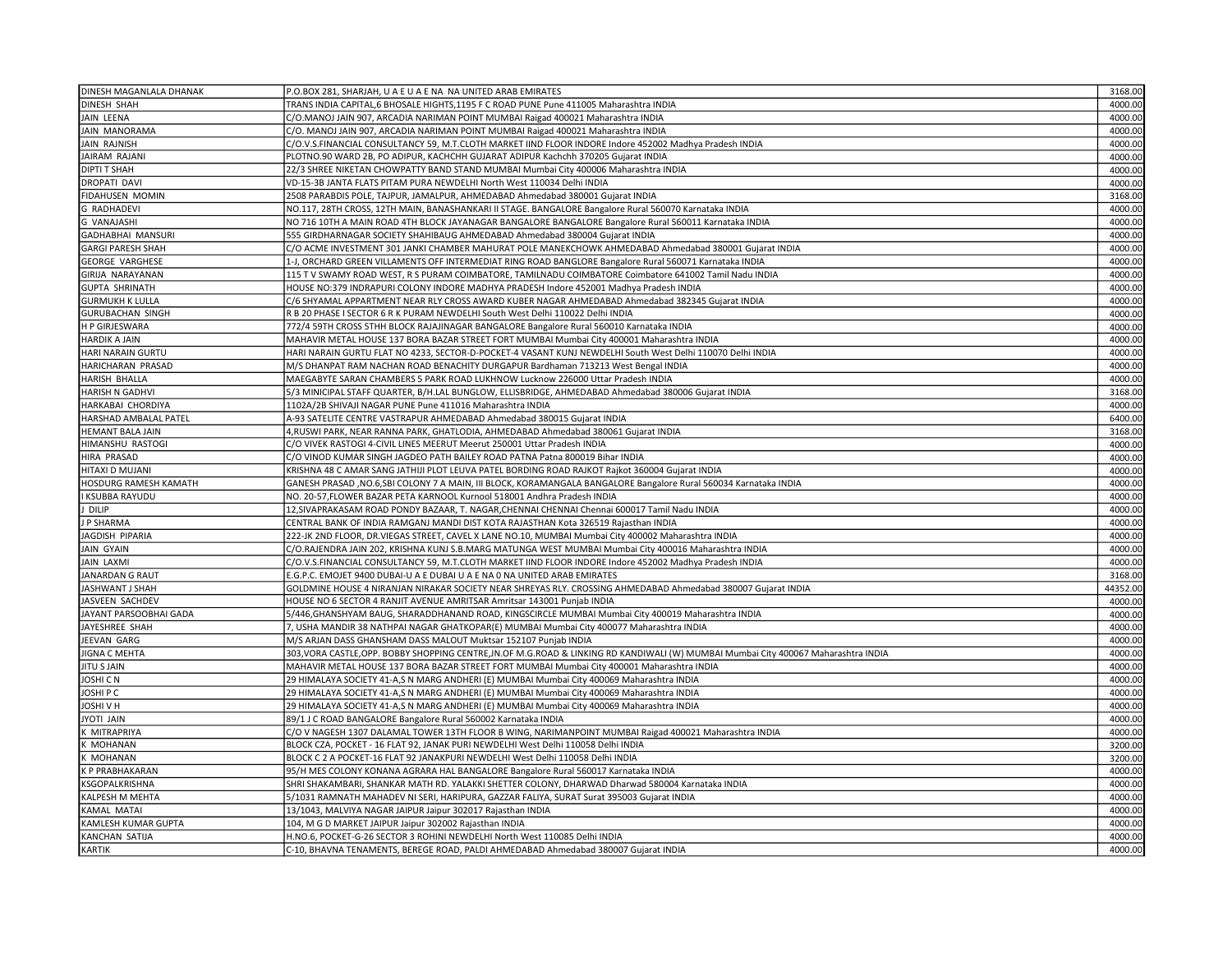| | | |
|---|---|---|
| DINESH MAGANLALA DHANAK | P.O.BOX 281, SHARJAH, U A E U A E NA NA UNITED ARAB EMIRATES | 3168.00 |
| DINESH SHAH | TRANS INDIA CAPITAL,6 BHOSALE HIGHTS,1195 F C ROAD PUNE Pune 411005 Maharashtra INDIA | 4000.00 |
| JAIN LEENA | C/O.MANOJ JAIN 907, ARCADIA NARIMAN POINT MUMBAI Raigad 400021 Maharashtra INDIA | 4000.00 |
| JAIN MANORAMA | C/O. MANOJ JAIN 907, ARCADIA NARIMAN POINT MUMBAI Raigad 400021 Maharashtra INDIA | 4000.00 |
| JAIN RAJNISH | C/O.V.S.FINANCIAL CONSULTANCY 59, M.T.CLOTH MARKET IIND FLOOR INDORE Indore 452002 Madhya Pradesh INDIA | 4000.00 |
| JAIRAM RAJANI | PLOTNO.90 WARD 2B, PO ADIPUR, KACHCHH GUJARAT ADIPUR Kachchh 370205 Gujarat INDIA | 4000.00 |
| DIPTI T SHAH | 22/3 SHREE NIKETAN CHOWPATTY BAND STAND MUMBAI Mumbai City 400006 Maharashtra INDIA | 4000.00 |
| DROPATI DAVI | VD-15-3B JANTA FLATS PITAM PURA NEWDELHI North West 110034 Delhi INDIA | 4000.00 |
| FIDAHUSEN MOMIN | 2508 PARABDIS POLE, TAJPUR, JAMALPUR, AHMEDABAD Ahmedabad 380001 Gujarat INDIA | 3168.00 |
| G RADHADEVI | NO.117, 28TH CROSS, 12TH MAIN, BANASHANKARI II STAGE. BANGALORE Bangalore Rural 560070 Karnataka INDIA | 4000.00 |
| G VANAJASHI | NO 716 10TH A MAIN ROAD 4TH BLOCK JAYANAGAR BANGALORE BANGALORE Bangalore Rural 560011 Karnataka INDIA | 4000.00 |
| GADHABHAI MANSURI | 555 GIRDHARNAGAR SOCIETY SHAHIBAUG AHMEDABAD Ahmedabad 380004 Gujarat INDIA | 4000.00 |
| GARGI PARESH SHAH | C/O ACME INVESTMENT 301 JANKI CHAMBER MAHURAT POLE MANEKCHOWK AHMEDABAD Ahmedabad 380001 Gujarat INDIA | 4000.00 |
| GEORGE VARGHESE | 1-J, ORCHARD GREEN VILLAMENTS OFF INTERMEDIAT RING ROAD BANGLORE Bangalore Rural 560071 Karnataka INDIA | 4000.00 |
| GIRIJA NARAYANAN | 115 T V SWAMY ROAD WEST, R S PURAM COIMBATORE, TAMILNADU COIMBATORE Coimbatore 641002 Tamil Nadu INDIA | 4000.00 |
| GUPTA SHRINATH | HOUSE NO:379 INDRAPURI COLONY INDORE MADHYA PRADESH Indore 452001 Madhya Pradesh INDIA | 4000.00 |
| GURMUKH K LULLA | C/6 SHYAMAL APPARTMENT NEAR RLY CROSS AWARD KUBER NAGAR AHMEDABAD Ahmedabad 382345 Gujarat INDIA | 4000.00 |
| GURUBACHAN SINGH | R B 20 PHASE I SECTOR 6 R K PURAM NEWDELHI South West Delhi 110022 Delhi INDIA | 4000.00 |
| H P GIRJESWARA | 772/4 59TH CROSS 5THH BLOCK RAJAJINAGAR BANGALORE Bangalore Rural 560010 Karnataka INDIA | 4000.00 |
| HARDIK A JAIN | MAHAVIR METAL HOUSE 137 BORA BAZAR STREET FORT MUMBAI Mumbai City 400001 Maharashtra INDIA | 4000.00 |
| HARI NARAIN GURTU | HARI NARAIN GURTU FLAT NO 4233, SECTOR-D-POCKET-4 VASANT KUNJ NEWDELHI South West Delhi 110070 Delhi INDIA | 4000.00 |
| HARICHARAN PRASAD | M/S DHANPAT RAM NACHAN ROAD BENACHITY DURGAPUR Bardhaman 713213 West Bengal INDIA | 4000.00 |
| HARISH BHALLA | MAEGABYTE SARAN CHAMBERS 5 PARK ROAD LUKHNOW Lucknow 226000 Uttar Pradesh INDIA | 4000.00 |
| HARISH N GADHVI | 5/3 MINICIPAL STAFF QUARTER, B/H.LAL BUNGLOW, ELLISBRIDGE, AHMEDABAD Ahmedabad 380006 Gujarat INDIA | 3168.00 |
| HARKABAI CHORDIYA | 1102A/2B SHIVAJI NAGAR PUNE Pune 411016 Maharashtra INDIA | 4000.00 |
| HARSHAD AMBALAL PATEL | A-93 SATELITE CENTRE VASTRAPUR AHMEDABAD Ahmedabad 380015 Gujarat INDIA | 6400.00 |
| HEMANT BALA JAIN | 4,RUSWI PARK, NEAR RANNA PARK, GHATLODIA, AHMEDABAD Ahmedabad 380061 Gujarat INDIA | 3168.00 |
| HIMANSHU RASTOGI | C/O VIVEK RASTOGI 4-CIVIL LINES MEERUT Meerut 250001 Uttar Pradesh INDIA | 4000.00 |
| HIRA PRASAD | C/O VINOD KUMAR SINGH JAGDEO PATH BAILEY ROAD PATNA Patna 800019 Bihar INDIA | 4000.00 |
| HITAXI D MUJANI | KRISHNA 48 C AMAR SANG JATHIJI PLOT LEUVA PATEL BORDING ROAD RAJKOT Rajkot 360004 Gujarat INDIA | 4000.00 |
| HOSDURG RAMESH KAMATH | GANESH PRASAD ,NO.6,SBI COLONY 7 A MAIN, III BLOCK, KORAMANGALA BANGALORE Bangalore Rural 560034 Karnataka INDIA | 4000.00 |
| I KSUBBA RAYUDU | NO. 20-57,FLOWER BAZAR PETA KARNOOL Kurnool 518001 Andhra Pradesh INDIA | 4000.00 |
| J DILIP | 12,SIVAPRAKASAM ROAD PONDY BAZAAR, T. NAGAR,CHENNAI CHENNAI Chennai 600017 Tamil Nadu INDIA | 4000.00 |
| J P SHARMA | CENTRAL BANK OF INDIA RAMGANJ MANDI DIST KOTA RAJASTHAN Kota 326519 Rajasthan INDIA | 4000.00 |
| JAGDISH PIPARIA | 222-JK 2ND FLOOR, DR.VIEGAS STREET, CAVEL X LANE NO.10, MUMBAI Mumbai City 400002 Maharashtra INDIA | 4000.00 |
| JAIN GYAIN | C/O.RAJENDRA JAIN 202, KRISHNA KUNJ S.B.MARG MATUNGA WEST MUMBAI Mumbai City 400016 Maharashtra INDIA | 4000.00 |
| JAIN LAXMI | C/O.V.S.FINANCIAL CONSULTANCY 59, M.T.CLOTH MARKET IIND FLOOR INDORE Indore 452002 Madhya Pradesh INDIA | 4000.00 |
| JANARDAN G RAUT | E.G.P.C. EMOJET 9400 DUBAI-U A E DUBAI U A E NA 0 NA UNITED ARAB EMIRATES | 3168.00 |
| JASHWANT J SHAH | GOLDMINE HOUSE 4 NIRANJAN NIRAKAR SOCIETY NEAR SHREYAS RLY. CROSSING AHMEDABAD Ahmedabad 380007 Gujarat INDIA | 44352.00 |
| JASVEEN SACHDEV | HOUSE NO 6 SECTOR 4 RANJIT AVENUE AMRITSAR Amritsar 143001 Punjab INDIA | 4000.00 |
| JAYANT PARSOOBHAI GADA | 5/446,GHANSHYAM BAUG, SHARADDHANAND ROAD, KINGSCIRCLE MUMBAI Mumbai City 400019 Maharashtra INDIA | 4000.00 |
| JAYESHREE SHAH | 7, USHA MANDIR 38 NATHPAI NAGAR GHATKOPAR(E) MUMBAI Mumbai City 400077 Maharashtra INDIA | 4000.00 |
| JEEVAN GARG | M/S ARJAN DASS GHANSHAM DASS MALOUT Muktsar 152107 Punjab INDIA | 4000.00 |
| JIGNA C MEHTA | 303,VORA CASTLE,OPP. BOBBY SHOPPING CENTRE,JN.OF M.G.ROAD & LINKING RD KANDIWALI (W) MUMBAI Mumbai City 400067 Maharashtra INDIA | 4000.00 |
| JITU S JAIN | MAHAVIR METAL HOUSE 137 BORA BAZAR STREET FORT MUMBAI Mumbai City 400001 Maharashtra INDIA | 4000.00 |
| JOSHI C N | 29 HIMALAYA SOCIETY 41-A,S N MARG ANDHERI (E) MUMBAI Mumbai City 400069 Maharashtra INDIA | 4000.00 |
| JOSHI P C | 29 HIMALAYA SOCIETY 41-A,S N MARG ANDHERI (E) MUMBAI Mumbai City 400069 Maharashtra INDIA | 4000.00 |
| JOSHI V H | 29 HIMALAYA SOCIETY 41-A,S N MARG ANDHERI (E) MUMBAI Mumbai City 400069 Maharashtra INDIA | 4000.00 |
| JYOTI JAIN | 89/1 J C ROAD BANGALORE Bangalore Rural 560002 Karnataka INDIA | 4000.00 |
| K MITRAPRIYA | C/O V NAGESH 1307 DALAMAL TOWER 13TH FLOOR B WING, NARIMANPOINT MUMBAI Raigad 400021 Maharashtra INDIA | 4000.00 |
| K MOHANAN | BLOCK CZA, POCKET - 16 FLAT 92, JANAK PURI NEWDELHI West Delhi 110058 Delhi INDIA | 3200.00 |
| K MOHANAN | BLOCK C 2 A POCKET-16 FLAT 92 JANAKPURI NEWDELHI West Delhi 110058 Delhi INDIA | 3200.00 |
| K P PRABHAKARAN | 95/H MES COLONY KONANA AGRARA HAL BANGALORE Bangalore Rural 560017 Karnataka INDIA | 4000.00 |
| KSGOPALKRISHNA | SHRI SHAKAMBARI, SHANKAR MATH RD. YALAKKI SHETTER COLONY, DHARWAD Dharwad 580004 Karnataka INDIA | 4000.00 |
| KALPESH M MEHTA | 5/1031 RAMNATH MAHADEV NI SERI, HARIPURA, GAZZAR FALIYA, SURAT Surat 395003 Gujarat INDIA | 4000.00 |
| KAMAL MATAI | 13/1043, MALVIYA NAGAR JAIPUR Jaipur 302017 Rajasthan INDIA | 4000.00 |
| KAMLESH KUMAR GUPTA | 104, M G D MARKET JAIPUR Jaipur 302002 Rajasthan INDIA | 4000.00 |
| KANCHAN SATIJA | H.NO.6, POCKET-G-26 SECTOR 3 ROHINI NEWDELHI North West 110085 Delhi INDIA | 4000.00 |
| KARTIK | C-10, BHAVNA TENAMENTS, BEREGE ROAD, PALDI AHMEDABAD Ahmedabad 380007 Gujarat INDIA | 4000.00 |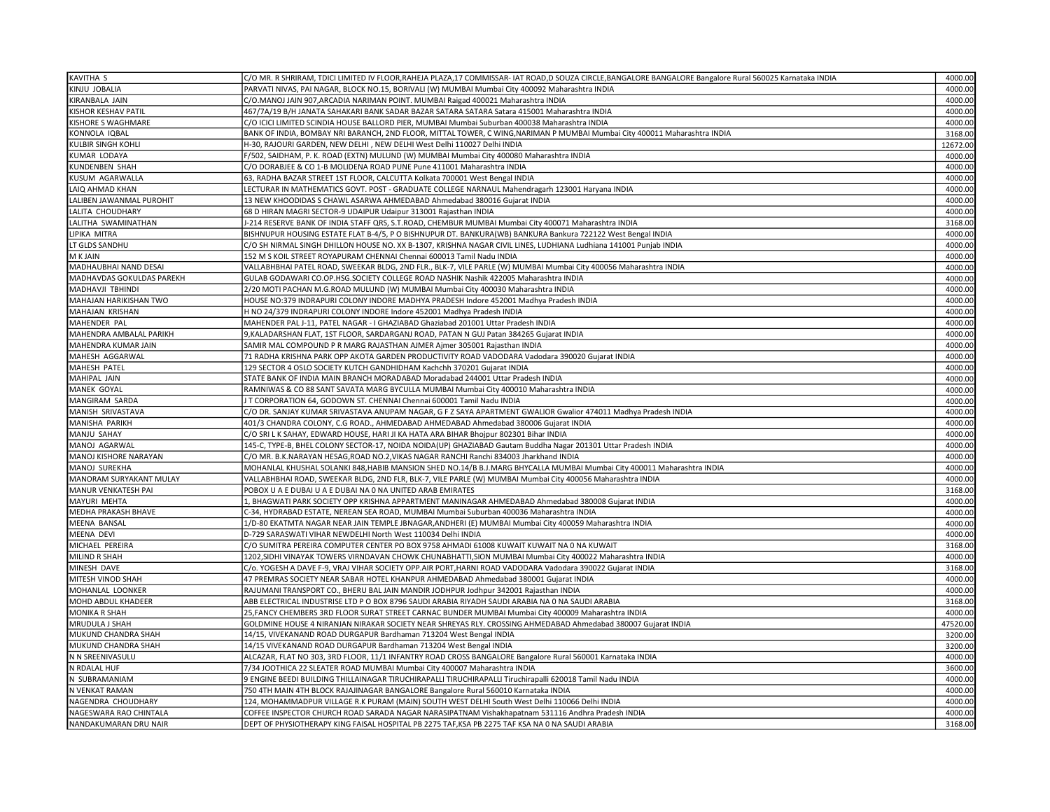| | | |
|---|---|---|
| KAVITHA S | C/O MR. R SHRIRAM, TDICI LIMITED IV FLOOR,RAHEJA PLAZA,17 COMMISSAR- IAT ROAD,D SOUZA CIRCLE,BANGALORE BANGALORE Bangalore Rural 560025 Karnataka INDIA | 4000.00 |
| KINJU JOBALIA | PARVATI NIVAS, PAI NAGAR, BLOCK NO.15, BORIVALI (W) MUMBAI Mumbai City 400092 Maharashtra INDIA | 4000.00 |
| KIRANBALA JAIN | C/O.MANOJ JAIN 907,ARCADIA NARIMAN POINT. MUMBAI Raigad 400021 Maharashtra INDIA | 4000.00 |
| KISHOR KESHAV PATIL | 467/7A/19 B/H JANATA SAHAKARI BANK SADAR BAZAR SATARA SATARA Satara 415001 Maharashtra INDIA | 4000.00 |
| KISHORE S WAGHMARE | C/O ICICI LIMITED SCINDIA HOUSE BALLORD PIER, MUMBAI Mumbai Suburban 400038 Maharashtra INDIA | 4000.00 |
| KONNOLA IQBAL | BANK OF INDIA, BOMBAY NRI BARANCH, 2ND FLOOR, MITTAL TOWER, C WING,NARIMAN P MUMBAI Mumbai City 400011 Maharashtra INDIA | 3168.00 |
| KULBIR SINGH KOHLI | H-30, RAJOURI GARDEN, NEW DELHI , NEW DELHI West Delhi 110027 Delhi INDIA | 12672.00 |
| KUMAR LODAYA | F/502, SAIDHAM, P. K. ROAD (EXTN) MULUND (W) MUMBAI Mumbai City 400080 Maharashtra INDIA | 4000.00 |
| KUNDENBEN SHAH | C/O DORABJEE & CO 1-B MOLIDENA ROAD PUNE Pune 411001 Maharashtra INDIA | 4000.00 |
| KUSUM AGARWALLA | 63, RADHA BAZAR STREET 1ST FLOOR, CALCUTTA Kolkata 700001 West Bengal INDIA | 4000.00 |
| LAIQ AHMAD KHAN | LECTURAR IN MATHEMATICS GOVT. POST - GRADUATE COLLEGE NARNAUL Mahendragarh 123001 Haryana INDIA | 4000.00 |
| LALIBEN JAWANMAL PUROHIT | 13 NEW KHOODIDAS S CHAWL ASARWA AHMEDABAD Ahmedabad 380016 Gujarat INDIA | 4000.00 |
| LALITA CHOUDHARY | 68 D HIRAN MAGRI SECTOR-9 UDAIPUR Udaipur 313001 Rajasthan INDIA | 4000.00 |
| LALITHA SWAMINATHAN | J-214 RESERVE BANK OF INDIA STAFF QRS, S.T.ROAD, CHEMBUR MUMBAI Mumbai City 400071 Maharashtra INDIA | 3168.00 |
| LIPIKA MITRA | BISHNUPUR HOUSING ESTATE FLAT B-4/5, P O BISHNUPUR DT. BANKURA(WB) BANKURA Bankura 722122 West Bengal INDIA | 4000.00 |
| LT GLDS SANDHU | C/O SH NIRMAL SINGH DHILLON HOUSE NO. XX B-1307, KRISHNA NAGAR CIVIL LINES, LUDHIANA Ludhiana 141001 Punjab INDIA | 4000.00 |
| M K JAIN | 152 M S KOIL STREET ROYAPURAM CHENNAI Chennai 600013 Tamil Nadu INDIA | 4000.00 |
| MADHAUBHAI NAND DESAI | VALLABHBHAI PATEL ROAD, SWEEKAR BLDG, 2ND FLR., BLK-7, VILE PARLE (W) MUMBAI Mumbai City 400056 Maharashtra INDIA | 4000.00 |
| MADHAVDAS GOKULDAS PAREKH | GULAB GODAWARI CO.OP.HSG.SOCIETY COLLEGE ROAD NASHIK Nashik 422005 Maharashtra INDIA | 4000.00 |
| MADHAVJI TBHINDI | 2/20 MOTI PACHAN M.G.ROAD MULUND (W) MUMBAI Mumbai City 400030 Maharashtra INDIA | 4000.00 |
| MAHAJAN HARIKISHAN TWO | HOUSE NO:379 INDRAPURI COLONY INDORE MADHYA PRADESH Indore 452001 Madhya Pradesh INDIA | 4000.00 |
| MAHAJAN KRISHAN | H NO 24/379 INDRAPURI COLONY INDORE Indore 452001 Madhya Pradesh INDIA | 4000.00 |
| MAHENDER PAL | MAHENDER PAL J-11, PATEL NAGAR - I GHAZIABAD Ghaziabad 201001 Uttar Pradesh INDIA | 4000.00 |
| MAHENDRA AMBALAL PARIKH | 9,KALADARSHAN FLAT, 1ST FLOOR, SARDARGANJ ROAD, PATAN N GUJ Patan 384265 Gujarat INDIA | 4000.00 |
| MAHENDRA KUMAR JAIN | SAMIR MAL COMPOUND P R MARG RAJASTHAN AJMER Ajmer 305001 Rajasthan INDIA | 4000.00 |
| MAHESH AGGARWAL | 71 RADHA KRISHNA PARK OPP AKOTA GARDEN PRODUCTIVITY ROAD VADODARA Vadodara 390020 Gujarat INDIA | 4000.00 |
| MAHESH PATEL | 129 SECTOR 4 OSLO SOCIETY KUTCH GANDHIDHAM Kachchh 370201 Gujarat INDIA | 4000.00 |
| MAHIPAL JAIN | STATE BANK OF INDIA MAIN BRANCH MORADABAD Moradabad 244001 Uttar Pradesh INDIA | 4000.00 |
| MANEK GOYAL | RAMNIWAS & CO 88 SANT SAVATA MARG BYCULLA MUMBAI Mumbai City 400010 Maharashtra INDIA | 4000.00 |
| MANGIRAM SARDA | J T CORPORATION 64, GODOWN ST. CHENNAI Chennai 600001 Tamil Nadu INDIA | 4000.00 |
| MANISH SRIVASTAVA | C/O DR. SANJAY KUMAR SRIVASTAVA ANUPAM NAGAR, G F Z SAYA APARTMENT GWALIOR Gwalior 474011 Madhya Pradesh INDIA | 4000.00 |
| MANISHA PARIKH | 401/3 CHANDRA COLONY, C.G ROAD., AHMEDABAD AHMEDABAD Ahmedabad 380006 Gujarat INDIA | 4000.00 |
| MANJU SAHAY | C/O SRI L K SAHAY, EDWARD HOUSE, HARI JI KA HATA ARA BIHAR Bhojpur 802301 Bihar INDIA | 4000.00 |
| MANOJ AGARWAL | 145-C, TYPE-B, BHEL COLONY SECTOR-17, NOIDA NOIDA(UP) GHAZIABAD Gautam Buddha Nagar 201301 Uttar Pradesh INDIA | 4000.00 |
| MANOJ KISHORE NARAYAN | C/O MR. B.K.NARAYAN HESAG,ROAD NO.2,VIKAS NAGAR RANCHI Ranchi 834003 Jharkhand INDIA | 4000.00 |
| MANOJ SUREKHA | MOHANLAL KHUSHAL SOLANKI 848,HABIB MANSION SHED NO.14/B B.J.MARG BHYCALLA MUMBAI Mumbai City 400011 Maharashtra INDIA | 4000.00 |
| MANORAM SURYAKANT MULAY | VALLABHBHAI ROAD, SWEEKAR BLDG, 2ND FLR, BLK-7, VILE PARLE (W) MUMBAI Mumbai City 400056 Maharashtra INDIA | 4000.00 |
| MANUR VENKATESH PAI | POBOX U A E DUBAI U A E DUBAI NA 0 NA UNITED ARAB EMIRATES | 3168.00 |
| MAYURI MEHTA | 1, BHAGWATI PARK SOCIETY OPP KRISHNA APPARTMENT MANINAGAR AHMEDABAD Ahmedabad 380008 Gujarat INDIA | 4000.00 |
| MEDHA PRAKASH BHAVE | C-34, HYDRABAD ESTATE, NEREAN SEA ROAD, MUMBAI Mumbai Suburban 400036 Maharashtra INDIA | 4000.00 |
| MEENA BANSAL | 1/D-80 EKATMTA NAGAR NEAR JAIN TEMPLE JBNAGAR,ANDHERI (E) MUMBAI Mumbai City 400059 Maharashtra INDIA | 4000.00 |
| MEENA DEVI | D-729 SARASWATI VIHAR NEWDELHI North West 110034 Delhi INDIA | 4000.00 |
| MICHAEL PEREIRA | C/O SUMITRA PEREIRA COMPUTER CENTER PO BOX 9758 AHMADI 61008 KUWAIT KUWAIT NA 0 NA KUWAIT | 3168.00 |
| MILIND R SHAH | 1202,SIDHI VINAYAK TOWERS VIRNDAVAN CHOWK CHUNABHATTI,SION MUMBAI Mumbai City 400022 Maharashtra INDIA | 4000.00 |
| MINESH DAVE | C/o. YOGESH A DAVE F-9, VRAJ VIHAR SOCIETY OPP.AIR PORT,HARNI ROAD VADODARA Vadodara 390022 Gujarat INDIA | 3168.00 |
| MITESH VINOD SHAH | 47 PREMRAS SOCIETY NEAR SABAR HOTEL KHANPUR AHMEDABAD Ahmedabad 380001 Gujarat INDIA | 4000.00 |
| MOHANLAL LOONKER | RAJUMANI TRANSPORT CO., BHERU BAL JAIN MANDIR JODHPUR Jodhpur 342001 Rajasthan INDIA | 4000.00 |
| MOHD ABDUL KHADEER | ABB ELECTRICAL INDUSTRISE LTD P O BOX 8796 SAUDI ARABIA RIYADH SAUDI ARABIA NA 0 NA SAUDI ARABIA | 3168.00 |
| MONIKA R SHAH | 25,FANCY CHEMBERS 3RD FLOOR SURAT STREET CARNAC BUNDER MUMBAI Mumbai City 400009 Maharashtra INDIA | 4000.00 |
| MRUDULA J SHAH | GOLDMINE HOUSE 4 NIRANJAN NIRAKAR SOCIETY NEAR SHREYAS RLY. CROSSING AHMEDABAD Ahmedabad 380007 Gujarat INDIA | 47520.00 |
| MUKUND CHANDRA SHAH | 14/15, VIVEKANAND ROAD DURGAPUR Bardhaman 713204 West Bengal INDIA | 3200.00 |
| MUKUND CHANDRA SHAH | 14/15 VIVEKANAND ROAD DURGAPUR Bardhaman 713204 West Bengal INDIA | 3200.00 |
| N N SREENIVASULU | ALCAZAR, FLAT NO 303, 3RD FLOOR, 11/1 INFANTRY ROAD CROSS BANGALORE Bangalore Rural 560001 Karnataka INDIA | 4000.00 |
| N RDALAL HUF | 7/34 JOOTHICA 22 SLEATER ROAD MUMBAI Mumbai City 400007 Maharashtra INDIA | 3600.00 |
| N SUBRAMANIAM | 9 ENGINE BEEDI BUILDING THILLAINAGAR TIRUCHIRAPALLI TIRUCHIRAPALLI Tiruchirapalli 620018 Tamil Nadu INDIA | 4000.00 |
| N VENKAT RAMAN | 750 4TH MAIN 4TH BLOCK RAJAJINAGAR BANGALORE Bangalore Rural 560010 Karnataka INDIA | 4000.00 |
| NAGENDRA CHOUDHARY | 124, MOHAMMADPUR VILLAGE R.K PURAM (MAIN) SOUTH WEST DELHI South West Delhi 110066 Delhi INDIA | 4000.00 |
| NAGESWARA RAO CHINTALA | COFFEE INSPECTOR CHURCH ROAD SARADA NAGAR NARASIPATNAM Vishakhapatnam 531116 Andhra Pradesh INDIA | 4000.00 |
| NANDAKUMARAN DRU NAIR | DEPT OF PHYSIOTHERAPY KING FAISAL HOSPITAL PB 2275 TAF,KSA PB 2275 TAF KSA NA 0 NA SAUDI ARABIA | 3168.00 |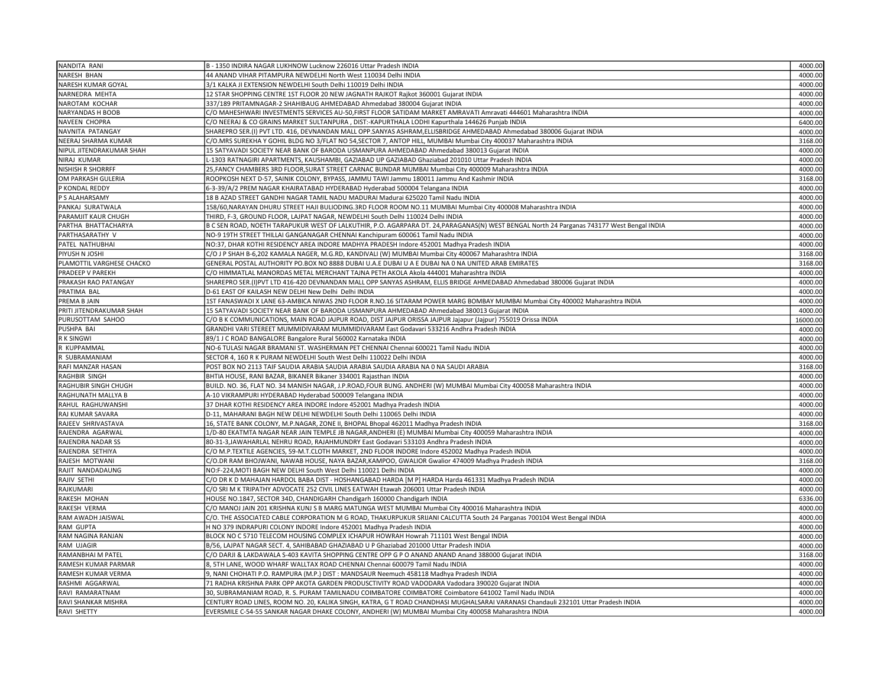| | | |
|---|---|---|
| NANDITA RANI | B - 1350 INDIRA NAGAR LUKHNOW Lucknow 226016 Uttar Pradesh INDIA | 4000.00 |
| NARESH BHAN | 44 ANAND VIHAR PITAMPURA NEWDELHI North West 110034 Delhi INDIA | 4000.00 |
| NARESH KUMAR GOYAL | 3/1 KALKA JI EXTENSION NEWDELHI South Delhi 110019 Delhi INDIA | 4000.00 |
| NARNEDRA MEHTA | 12 STAR SHOPPING CENTRE 1ST FLOOR 20 NEW JAGNATH RAJKOT Rajkot 360001 Gujarat INDIA | 4000.00 |
| NAROTAM KOCHAR | 337/189 PRITAMNAGAR-2 SHAHIBAUG AHMEDABAD Ahmedabad 380004 Gujarat INDIA | 4000.00 |
| NARYANDAS H BOOB | C/O MAHESHWARI INVESTMENTS SERVICES AU-50,FIRST FLOOR SATIDAM MARKET AMRAVATI Amravati 444601 Maharashtra INDIA | 4000.00 |
| NAVEEN CHOPRA | C/O NEERAJ & CO GRAINS MARKET SULTANPURA , DIST:-KAPURTHALA LODHI Kapurthala 144626 Punjab INDIA | 6400.00 |
| NAVNITA PATANGAY | SHAREPRO SER.(I) PVT LTD. 416, DEVNANDAN MALL OPP.SANYAS ASHRAM,ELLISBRIDGE AHMEDABAD Ahmedabad 380006 Gujarat INDIA | 4000.00 |
| NEERAJ SHARMA KUMAR | C/O.MRS SUREKHA Y GOHIL BLDG NO 3/FLAT NO 54,SECTOR 7, ANTOP HILL, MUMBAI Mumbai City 400037 Maharashtra INDIA | 3168.00 |
| NIPUL JITENDRAKUMAR SHAH | 15 SATYAVADI SOCIETY NEAR BANK OF BARODA USMANPURA AHMEDABAD Ahmedabad 380013 Gujarat INDIA | 4000.00 |
| NIRAJ KUMAR | L-1303 RATNAGIRI APARTMENTS, KAUSHAMBI, GAZIABAD UP GAZIABAD Ghaziabad 201010 Uttar Pradesh INDIA | 4000.00 |
| NISHISH R SHORRFF | 25,FANCY CHAMBERS 3RD FLOOR,SURAT STREET CARNAC BUNDAR MUMBAI Mumbai City 400009 Maharashtra INDIA | 4000.00 |
| OM PARKASH GULERIA | ROOPKOSH NEXT D-57, SAINIK COLONY, BYPASS, JAMMU TAWI Jammu 180011 Jammu And Kashmir INDIA | 3168.00 |
| P KONDAL REDDY | 6-3-39/A/2 PREM NAGAR KHAIRATABAD HYDERABAD Hyderabad 500004 Telangana INDIA | 4000.00 |
| P S ALAHARSAMY | 18 B AZAD STREET GANDHI NAGAR TAMIL NADU MADURAI Madurai 625020 Tamil Nadu INDIA | 4000.00 |
| PANKAJ SURATWALA | 158/60,NARAYAN DHURU STREET HAJI BULIODING.3RD FLOOR ROOM NO.11 MUMBAI Mumbai City 400008 Maharashtra INDIA | 4000.00 |
| PARAMJIT KAUR CHUGH | THIRD, F-3, GROUND FLOOR, LAJPAT NAGAR, NEWDELHI South Delhi 110024 Delhi INDIA | 4000.00 |
| PARTHA BHATTACHARYA | B C SEN ROAD, NOETH TARAPUKUR WEST OF LALKUTHIR, P.O. AGARPARA DT. 24,PARAGANAS(N) WEST BENGAL North 24 Parganas 743177 West Bengal INDIA | 4000.00 |
| PARTHASARATHY V | NO-9 19TH STREET THILLAI GANGANAGAR CHENNAI Kanchipuram 600061 Tamil Nadu INDIA | 4000.00 |
| PATEL NATHUBHAI | NO:37, DHAR KOTHI RESIDENCY AREA INDORE MADHYA PRADESH Indore 452001 Madhya Pradesh INDIA | 4000.00 |
| PIYUSH N JOSHI | C/O J P SHAH B-6,202 KAMALA NAGER, M.G.RD, KANDIVALI (W) MUMBAI Mumbai City 400067 Maharashtra INDIA | 3168.00 |
| PLAMOTTIL VARGHESE CHACKO | GENERAL POSTAL AUTHORITY PO.BOX NO 8888 DUBAI U.A.E DUBAI U A E DUBAI NA 0 NA UNITED ARAB EMIRATES | 3168.00 |
| PRADEEP V PAREKH | C/O HIMMATLAL MANORDAS METAL MERCHANT TAJNA PETH AKOLA Akola 444001 Maharashtra INDIA | 4000.00 |
| PRAKASH RAO PATANGAY | SHAREPRO SER.(I)PVT LTD 416-420 DEVNANDAN MALL OPP SANYAS ASHRAM, ELLIS BRIDGE AHMEDABAD Ahmedabad 380006 Gujarat INDIA | 4000.00 |
| PRATIMA BAL | D-61 EAST OF KAILASH NEW DELHI New Delhi Delhi INDIA | 4000.00 |
| PREMA B JAIN | 1ST FANASWADI X LANE 63-AMBICA NIWAS 2ND FLOOR R.NO.16 SITARAM POWER MARG BOMBAY MUMBAI Mumbai City 400002 Maharashtra INDIA | 4000.00 |
| PRITI JITENDRAKUMAR SHAH | 15 SATYAVADI SOCIETY NEAR BANK OF BARODA USMANPURA AHMEDABAD Ahmedabad 380013 Gujarat INDIA | 4000.00 |
| PURUSOTTAM SAHOO | C/O B K COMMUNICATIONS, MAIN ROAD JAJPUR ROAD, DIST JAJPUR ORISSA JAJPUR Jajapur (Jajpur) 755019 Orissa INDIA | 16000.00 |
| PUSHPA BAI | GRANDHI VARI STEREET MUMMIDIVARAM MUMMIDIVARAM East Godavari 533216 Andhra Pradesh INDIA | 4000.00 |
| R K SINGWI | 89/1 J C ROAD BANGALORE Bangalore Rural 560002 Karnataka INDIA | 4000.00 |
| R KUPPAMMAL | NO-6 TULASI NAGAR BRAMANI ST. WASHERMAN PET CHENNAI Chennai 600021 Tamil Nadu INDIA | 4000.00 |
| R SUBRAMANIAM | SECTOR 4, 160 R K PURAM NEWDELHI South West Delhi 110022 Delhi INDIA | 4000.00 |
| RAFI MANZAR HASAN | POST BOX NO 2113 TAIF SAUDIA ARABIA SAUDIA ARABIA SAUDIA ARABIA NA 0 NA SAUDI ARABIA | 3168.00 |
| RAGHBIR SINGH | BHTIA HOUSE, RANI BAZAR, BIKANER Bikaner 334001 Rajasthan INDIA | 4000.00 |
| RAGHUBIR SINGH CHUGH | BUILD. NO. 36, FLAT NO. 34 MANISH NAGAR, J.P.ROAD,FOUR BUNG. ANDHERI (W) MUMBAI Mumbai City 400058 Maharashtra INDIA | 4000.00 |
| RAGHUNATH MALLYA B | A-10 VIKRAMPURI HYDERABAD Hyderabad 500009 Telangana INDIA | 4000.00 |
| RAHUL RAGHUWANSHI | 37 DHAR KOTHI RESIDENCY AREA INDORE Indore 452001 Madhya Pradesh INDIA | 4000.00 |
| RAJ KUMAR SAVARA | D-11, MAHARANI BAGH NEW DELHI NEWDELHI South Delhi 110065 Delhi INDIA | 4000.00 |
| RAJEEV SHRIVASTAVA | 16, STATE BANK COLONY, M.P.NAGAR, ZONE II, BHOPAL Bhopal 462011 Madhya Pradesh INDIA | 3168.00 |
| RAJENDRA AGARWAL | 1/D-80 EKATMTA NAGAR NEAR JAIN TEMPLE JB NAGAR,ANDHERI (E) MUMBAI Mumbai City 400059 Maharashtra INDIA | 4000.00 |
| RAJENDRA NADAR SS | 80-31-3,JAWAHARLAL NEHRU ROAD, RAJAHMUNDRY East Godavari 533103 Andhra Pradesh INDIA | 4000.00 |
| RAJENDRA SETHIYA | C/O M.P.TEXTILE AGENCIES, 59-M.T.CLOTH MARKET, 2ND FLOOR INDORE Indore 452002 Madhya Pradesh INDIA | 4000.00 |
| RAJESH MOTWANI | C/O.DR RAM BHOJWANI, NAWAB HOUSE, NAYA BAZAR,KAMPOO, GWALIOR Gwalior 474009 Madhya Pradesh INDIA | 3168.00 |
| RAJIT NANDADAUNG | NO:F-224,MOTI BAGH NEW DELHI South West Delhi 110021 Delhi INDIA | 4000.00 |
| RAJIV SETHI | C/O DR K D MAHAJAN HARDOL BABA DIST - HOSHANGABAD HARDA [M P] HARDA Harda 461331 Madhya Pradesh INDIA | 4000.00 |
| RAJKUMARI | C/O SRI M K TRIPATHY ADVOCATE 252 CIVIL LINES EATWAH Etawah 206001 Uttar Pradesh INDIA | 4000.00 |
| RAKESH MOHAN | HOUSE NO.1847, SECTOR 34D, CHANDIGARH Chandigarh 160000 Chandigarh INDIA | 6336.00 |
| RAKESH VERMA | C/O MANOJ JAIN 201 KRISHNA KUNJ S B MARG MATUNGA WEST MUMBAI Mumbai City 400016 Maharashtra INDIA | 4000.00 |
| RAM AWADH JAISWAL | C/O. THE ASSOCIATED CABLE CORPORATION M G ROAD, THAKURPUKUR SRIJANI CALCUTTA South 24 Parganas 700104 West Bengal INDIA | 4000.00 |
| RAM GUPTA | H NO 379 INDRAPURI COLONY INDORE Indore 452001 Madhya Pradesh INDIA | 4000.00 |
| RAM NAGINA RANJAN | BLOCK NO C 5710 TELECOM HOUSING COMPLEX ICHAPUR HOWRAH Howrah 711101 West Bengal INDIA | 4000.00 |
| RAM UJAGIR | B/56, LAJPAT NAGAR SECT. 4, SAHIBABAD GHAZIABAD U P Ghaziabad 201000 Uttar Pradesh INDIA | 4000.00 |
| RAMANBHAI M PATEL | C/O DARJI & LAKDAWALA S-403 KAVITA SHOPPING CENTRE OPP G P O ANAND ANAND Anand 388000 Gujarat INDIA | 3168.00 |
| RAMESH KUMAR PARMAR | 8, 5TH LANE, WOOD WHARF WALLTAX ROAD CHENNAI Chennai 600079 Tamil Nadu INDIA | 4000.00 |
| RAMESH KUMAR VERMA | 9, NANI CHOHATI P.O. RAMPURA (M.P.) DIST : MANDSAUR Neemuch 458118 Madhya Pradesh INDIA | 4000.00 |
| RASHMI AGGARWAL | 71 RADHA KRISHNA PARK OPP AKOTA GARDEN PRODUSCTIVITY ROAD VADODARA Vadodara 390020 Gujarat INDIA | 4000.00 |
| RAVI RAMARATNAM | 30, SUBRAMANIAM ROAD, R. S. PURAM TAMILNADU COIMBATORE COIMBATORE Coimbatore 641002 Tamil Nadu INDIA | 4000.00 |
| RAVI SHANKAR MISHRA | CENTURY ROAD LINES, ROOM NO. 20, KALIKA SINGH, KATRA, G T ROAD CHANDHASI MUGHALSARAI VARANASI Chandauli 232101 Uttar Pradesh INDIA | 4000.00 |
| RAVI SHETTY | EVERSMILE C-54-55 SANKAR NAGAR DHAKE COLONY, ANDHERI (W) MUMBAI Mumbai City 400058 Maharashtra INDIA | 4000.00 |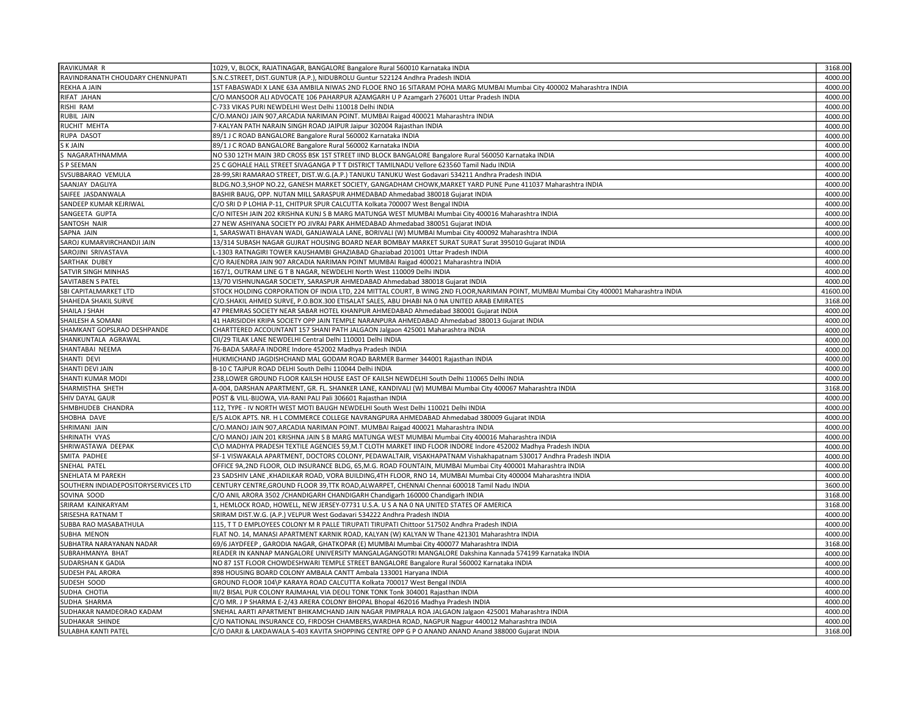| | | |
|---|---|---|
| RAVIKUMAR R | 1029, V, BLOCK, RAJATINAGAR, BANGALORE Bangalore Rural 560010 Karnataka INDIA | 3168.00 |
| RAVINDRANATH CHOUDARY CHENNUPATI | S.N.C.STREET, DIST.GUNTUR (A.P.), NIDUBROLU Guntur 522124 Andhra Pradesh INDIA | 4000.00 |
| REKHA A JAIN | 1ST FABASWADI X LANE 63A AMBILA NIWAS 2ND FLOOE RNO 16 SITARAM POHA MARG MUMBAI Mumbai City 400002 Maharashtra INDIA | 4000.00 |
| RIFAT JAHAN | C/O MANSOOR ALI ADVOCATE 106 PAHARPUR AZAMGARH U P Azamgarh 276001 Uttar Pradesh INDIA | 4000.00 |
| RISHI RAM | C-733 VIKAS PURI NEWDELHI West Delhi 110018 Delhi INDIA | 4000.00 |
| RUBIL JAIN | C/O.MANOJ JAIN 907,ARCADIA NARIMAN POINT. MUMBAI Raigad 400021 Maharashtra INDIA | 4000.00 |
| RUCHIT MEHTA | 7-KALYAN PATH NARAIN SINGH ROAD JAIPUR Jaipur 302004 Rajasthan INDIA | 4000.00 |
| RUPA DASOT | 89/1 J C ROAD BANGALORE Bangalore Rural 560002 Karnataka INDIA | 4000.00 |
| S K JAIN | 89/1 J C ROAD BANGALORE Bangalore Rural 560002 Karnataka INDIA | 4000.00 |
| S NAGARATHNAMMA | NO 530 12TH MAIN 3RD CROSS BSK 1ST STREET IIND BLOCK BANGALORE Bangalore Rural 560050 Karnataka INDIA | 4000.00 |
| S P SEEMAN | 25 C GOHALE HALL STREET SIVAGANGA P T T DISTRICT TAMILNADU Vellore 623560 Tamil Nadu INDIA | 4000.00 |
| SVSUBBARAO VEMULA | 28-99,SRI RAMARAO STREET, DIST.W.G.(A.P.) TANUKU TANUKU West Godavari 534211 Andhra Pradesh INDIA | 4000.00 |
| SAANJAY DAGLIYA | BLDG.NO.3,SHOP NO.22, GANESH MARKET SOCIETY, GANGADHAM CHOWK,MARKET YARD PUNE Pune 411037 Maharashtra INDIA | 4000.00 |
| SAIFEE JASDANWALA | BASHIR BAUG, OPP. NUTAN MILL SARASPUR AHMEDABAD Ahmedabad 380018 Gujarat INDIA | 4000.00 |
| SANDEEP KUMAR KEJRIWAL | C/O SRI D P LOHIA P-11, CHITPUR SPUR CALCUTTA Kolkata 700007 West Bengal INDIA | 4000.00 |
| SANGEETA GUPTA | C/O NITESH JAIN 202 KRISHNA KUNJ S B MARG MATUNGA WEST MUMBAI Mumbai City 400016 Maharashtra INDIA | 4000.00 |
| SANTOSH NAIR | 27 NEW ASHIYANA SOCIETY PO JIVRAJ PARK AHMEDABAD Ahmedabad 380051 Gujarat INDIA | 4000.00 |
| SAPNA JAIN | 1, SARASWATI BHAVAN WADI, GANJAWALA LANE, BORIVALI (W) MUMBAI Mumbai City 400092 Maharashtra INDIA | 4000.00 |
| SAROJ KUMARVIRCHANDJI JAIN | 13/314 SUBASH NAGAR GUJRAT HOUSING BOARD NEAR BOMBAY MARKET SURAT SURAT Surat 395010 Gujarat INDIA | 4000.00 |
| SAROJINI SRIVASTAVA | L-1303 RATNAGIRI TOWER KAUSHAMBI GHAZIABAD Ghaziabad 201001 Uttar Pradesh INDIA | 4000.00 |
| SARTHAK DUBEY | C/O RAJENDRA JAIN 907 ARCADIA NARIMAN POINT MUMBAI Raigad 400021 Maharashtra INDIA | 4000.00 |
| SATVIR SINGH MINHAS | 167/1, OUTRAM LINE G T B NAGAR, NEWDELHI North West 110009 Delhi INDIA | 4000.00 |
| SAVITABEN S PATEL | 13/70 VISHNUNAGAR SOCIETY, SARASPUR AHMEDABAD Ahmedabad 380018 Gujarat INDIA | 4000.00 |
| SBI CAPITALMARKET LTD | STOCK HOLDING CORPORATION OF INDIA LTD, 224 MITTAL COURT, B WING 2ND FLOOR,NARIMAN POINT, MUMBAI Mumbai City 400001 Maharashtra INDIA | 41600.00 |
| SHAHEDA SHAKIL SURVE | C/O.SHAKIL AHMED SURVE, P.O.BOX.300 ETISALAT SALES, ABU DHABI NA 0 NA UNITED ARAB EMIRATES | 3168.00 |
| SHAILA J SHAH | 47 PREMRAS SOCIETY NEAR SABAR HOTEL KHANPUR AHMEDABAD Ahmedabad 380001 Gujarat INDIA | 4000.00 |
| SHAILESH A SOMANI | 41 HARISIDDH KRIPA SOCIETY OPP JAIN TEMPLE NARANPURA AHMEDABAD Ahmedabad 380013 Gujarat INDIA | 4000.00 |
| SHAMKANT GOPSLRAO DESHPANDE | CHARTTERED ACCOUNTANT 157 SHANI PATH JALGAON Jalgaon 425001 Maharashtra INDIA | 4000.00 |
| SHANKUNTALA AGRAWAL | CII/29 TILAK LANE NEWDELHI Central Delhi 110001 Delhi INDIA | 4000.00 |
| SHANTABAI NEEMA | 76-BADA SARAFA INDORE Indore 452002 Madhya Pradesh INDIA | 4000.00 |
| SHANTI DEVI | HUKMICHAND JAGDISHCHAND MAL GODAM ROAD BARMER Barmer 344001 Rajasthan INDIA | 4000.00 |
| SHANTI DEVI JAIN | B-10 C TAJPUR ROAD DELHI South Delhi 110044 Delhi INDIA | 4000.00 |
| SHANTI KUMAR MODI | 238,LOWER GROUND FLOOR KAILSH HOUSE EAST OF KAILSH NEWDELHI South Delhi 110065 Delhi INDIA | 4000.00 |
| SHARMISTHA SHETH | A-004, DARSHAN APARTMENT, GR. FL. SHANKER LANE, KANDIVALI (W) MUMBAI Mumbai City 400067 Maharashtra INDIA | 3168.00 |
| SHIV DAYAL GAUR | POST & VILL-BIJOWA, VIA-RANI PALI Pali 306601 Rajasthan INDIA | 4000.00 |
| SHMBHUDEB CHANDRA | 112, TYPE - IV NORTH WEST MOTI BAUGH NEWDELHI South West Delhi 110021 Delhi INDIA | 4000.00 |
| SHOBHA DAVE | E/5 ALOK APTS. NR. H L COMMERCE COLLEGE NAVRANGPURA AHMEDABAD Ahmedabad 380009 Gujarat INDIA | 4000.00 |
| SHRIMANI JAIN | C/O.MANOJ JAIN 907,ARCADIA NARIMAN POINT. MUMBAI Raigad 400021 Maharashtra INDIA | 4000.00 |
| SHRINATH VYAS | C/O MANOJ JAIN 201 KRISHNA JAIN S B MARG MATUNGA WEST MUMBAI Mumbai City 400016 Maharashtra INDIA | 4000.00 |
| SHRIWASTAWA DEEPAK | C\O MADHYA PRADESH TEXTILE AGENCIES 59,M.T CLOTH MARKET IIND FLOOR INDORE Indore 452002 Madhya Pradesh INDIA | 4000.00 |
| SMITA PADHEE | SF-1 VISWAKALA APARTMENT, DOCTORS COLONY, PEDAWALTAIR, VISAKHAPATNAM Vishakhapatnam 530017 Andhra Pradesh INDIA | 4000.00 |
| SNEHAL PATEL | OFFICE 9A,2ND FLOOR, OLD INSURANCE BLDG, 65,M.G. ROAD FOUNTAIN, MUMBAI Mumbai City 400001 Maharashtra INDIA | 4000.00 |
| SNEHLATA M PAREKH | 23 SADSHIV LANE ,KHADILKAR ROAD, VORA BUILDING,4TH FLOOR, RNO 14, MUMBAI Mumbai City 400004 Maharashtra INDIA | 4000.00 |
| SOUTHERN INDIADEPOSITORYSERVICES LTD | CENTURY CENTRE,GROUND FLOOR 39,TTK ROAD,ALWARPET, CHENNAI Chennai 600018 Tamil Nadu INDIA | 3600.00 |
| SOVINA SOOD | C/O ANIL ARORA 3502 /CHANDIGARH CHANDIGARH Chandigarh 160000 Chandigarh INDIA | 3168.00 |
| SRIRAM KAINKARYAM | 1, HEMLOCK ROAD, HOWELL, NEW JERSEY-07731 U.S.A. U S A NA 0 NA UNITED STATES OF AMERICA | 3168.00 |
| SRISESHA RATNAM T | SRIRAM DIST.W.G. (A.P.) VELPUR West Godavari 534222 Andhra Pradesh INDIA | 4000.00 |
| SUBBA RAO MASABATHULA | 115, T T D EMPLOYEES COLONY M R PALLE TIRUPATI TIRUPATI Chittoor 517502 Andhra Pradesh INDIA | 4000.00 |
| SUBHA MENON | FLAT NO. 14, MANASI APARTMENT KARNIK ROAD, KALYAN (W) KALYAN W Thane 421301 Maharashtra INDIA | 4000.00 |
| SUBHATRA NARAYANAN NADAR | 69/6 JAYDFEEP , GARODIA NAGAR, GHATKOPAR (E) MUMBAI Mumbai City 400077 Maharashtra INDIA | 3168.00 |
| SUBRAHMANYA BHAT | READER IN KANNAP MANGALORE UNIVERSITY MANGALAGANGOTRI MANGALORE Dakshina Kannada 574199 Karnataka INDIA | 4000.00 |
| SUDARSHAN K GADIA | NO 87 1ST FLOOR CHOWDESHWARI TEMPLE STREET BANGALORE Bangalore Rural 560002 Karnataka INDIA | 4000.00 |
| SUDESH PAL ARORA | 898 HOUSING BOARD COLONY AMBALA CANTT Ambala 133001 Haryana INDIA | 4000.00 |
| SUDESH SOOD | GROUND FLOOR 104\P KARAYA ROAD CALCUTTA Kolkata 700017 West Bengal INDIA | 4000.00 |
| SUDHA CHOTIA | III/2 BISAL PUR COLONY RAJMAHAL VIA DEOLI TONK TONK Tonk 304001 Rajasthan INDIA | 4000.00 |
| SUDHA SHARMA | C/O MR. J P SHARMA E-2/43 ARERA COLONY BHOPAL Bhopal 462016 Madhya Pradesh INDIA | 4000.00 |
| SUDHAKAR NAMDEORAO KADAM | SNEHAL AARTI APARTMENT BHIKAMCHAND JAIN NAGAR PIMPRALA ROA JALGAON Jalgaon 425001 Maharashtra INDIA | 4000.00 |
| SUDHAKAR SHINDE | C/O NATIONAL INSURANCE CO, FIRDOSH CHAMBERS,WARDHA ROAD, NAGPUR Nagpur 440012 Maharashtra INDIA | 4000.00 |
| SULABHA KANTI PATEL | C/O DARJI & LAKDAWALA S-403 KAVITA SHOPPING CENTRE OPP G P O ANAND ANAND Anand 388000 Gujarat INDIA | 3168.00 |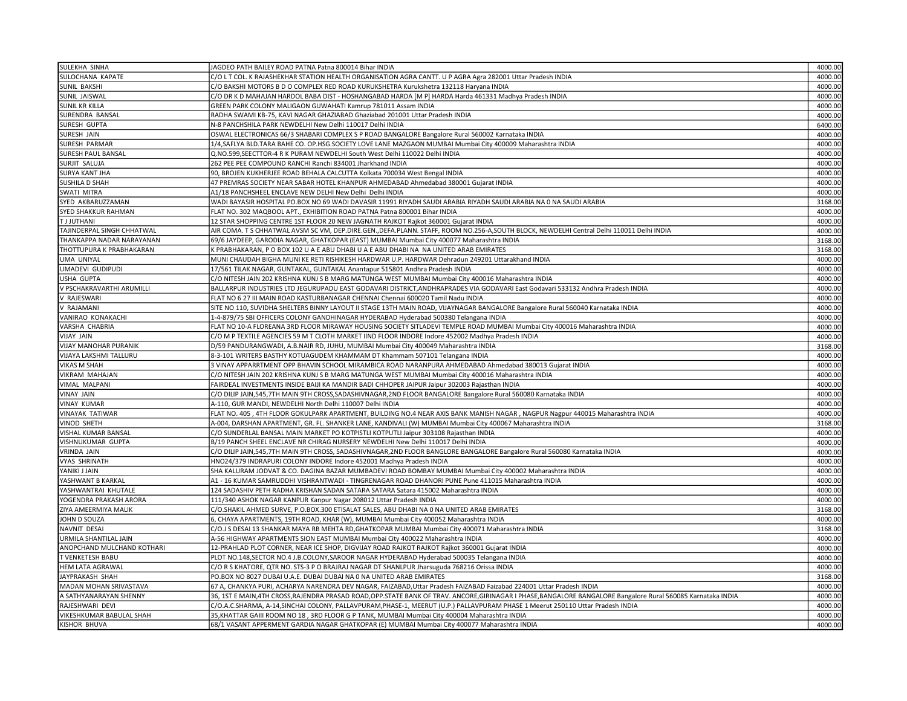| | | |
|---|---|---|
| SULEKHA SINHA | JAGDEO PATH BAILEY ROAD PATNA Patna 800014 Bihar INDIA | 4000.00 |
| SULOCHANA KAPATE | C/O L T COL. K RAJASHEKHAR STATION HEALTH ORGANISATION AGRA CANTT. U P AGRA Agra 282001 Uttar Pradesh INDIA | 4000.00 |
| SUNIL BAKSHI | C/O BAKSHI MOTORS B D O COMPLEX RED ROAD KURUKSHETRA Kurukshetra 132118 Haryana INDIA | 4000.00 |
| SUNIL JAISWAL | C/O DR K D MAHAJAN HARDOL BABA DIST - HOSHANGABAD HARDA [M P] HARDA Harda 461331 Madhya Pradesh INDIA | 4000.00 |
| SUNIL KR KILLA | GREEN PARK COLONY MALIGAON GUWAHATI Kamrup 781011 Assam INDIA | 4000.00 |
| SURENDRA BANSAL | RADHA SWAMI KB-75, KAVI NAGAR GHAZIABAD Ghaziabad 201001 Uttar Pradesh INDIA | 4000.00 |
| SURESH GUPTA | N-8 PANCHSHILA PARK NEWDELHI New Delhi 110017 Delhi INDIA | 6400.00 |
| SURESH JAIN | OSWAL ELECTRONICAS 66/3 SHABARI COMPLEX S P ROAD BANGALORE Bangalore Rural 560002 Karnataka INDIA | 4000.00 |
| SURESH PARMAR | 1/4,SAFLYA BLD.TARA BAHE CO. OP.HSG.SOCIETY LOVE LANE MAZGAON MUMBAI Mumbai City 400009 Maharashtra INDIA | 4000.00 |
| SURESH PAUL BANSAL | Q.NO.599,SEECTTOR-4 R K PURAM NEWDELHI South West Delhi 110022 Delhi INDIA | 4000.00 |
| SURJIT SALUJA | 262 PEE PEE COMPOUND RANCHI Ranchi 834001 Jharkhand INDIA | 4000.00 |
| SURYA KANT JHA | 90, BROJEN KUKHERJEE ROAD BEHALA CALCUTTA Kolkata 700034 West Bengal INDIA | 4000.00 |
| SUSHILA D SHAH | 47 PREMRAS SOCIETY NEAR SABAR HOTEL KHANPUR AHMEDABAD Ahmedabad 380001 Gujarat INDIA | 4000.00 |
| SWATI MITRA | A1/18 PANCHSHEEL ENCLAVE NEW DELHI New Delhi Delhi INDIA | 4000.00 |
| SYED AKBARUZZAMAN | WADI BAYASIR HOSPITAL PO.BOX NO 69 WADI DAVASIR 11991 RIYADH SAUDI ARABIA RIYADH SAUDI ARABIA NA 0 NA SAUDI ARABIA | 3168.00 |
| SYED SHAKKUR RAHMAN | FLAT NO. 302 MAQBOOL APT., EXHIBITION ROAD PATNA Patna 800001 Bihar INDIA | 4000.00 |
| T J JUTHANI | 12 STAR SHOPPING CENTRE 1ST FLOOR 20 NEW JAGNATH RAJKOT Rajkot 360001 Gujarat INDIA | 4000.00 |
| TAJINDERPAL SINGH CHHATWAL | AIR COMA. T S CHHATWAL AVSM SC VM, DEP.DIRE.GEN.,DEFA.PLANN. STAFF, ROOM NO.256-A,SOUTH BLOCK, NEWDELHI Central Delhi 110011 Delhi INDIA | 4000.00 |
| THANKAPPA NADAR NARAYANAN | 69/6 JAYDEEP, GARODIA NAGAR, GHATKOPAR (EAST) MUMBAI Mumbai City 400077 Maharashtra INDIA | 3168.00 |
| THOTTUPURA K PRABHAKARAN | K PRABHAKARAN, P O BOX 102 U A E ABU DHABI U A E ABU DHABI NA NA UNITED ARAB EMIRATES | 3168.00 |
| UMA UNIYAL | MUNI CHAUDAH BIGHA MUNI KE RETI RISHIKESH HARDWAR U.P. HARDWAR Dehradun 249201 Uttarakhand INDIA | 4000.00 |
| UMADEVI GUDIPUDI | 17/561 TILAK NAGAR, GUNTAKAL, GUNTAKAL Anantapur 515801 Andhra Pradesh INDIA | 4000.00 |
| USHA GUPTA | C/O NITESH JAIN 202 KRISHNA KUNJ S B MARG MATUNGA WEST MUMBAI Mumbai City 400016 Maharashtra INDIA | 4000.00 |
| V PSCHAKRAVARTHI ARUMILLI | BALLARPUR INDUSTRIES LTD JEGURUPADU EAST GODAVARI DISTRICT,ANDHRAPRADES VIA GODAVARI East Godavari 533132 Andhra Pradesh INDIA | 4000.00 |
| V RAJESWARI | FLAT NO 6 27 III MAIN ROAD KASTURBANAGAR CHENNAI Chennai 600020 Tamil Nadu INDIA | 4000.00 |
| V RAJAMANI | SITE NO 110, SUVIDHA SHELTERS BINNY LAYOUT II STAGE 13TH MAIN ROAD, VIJAYNAGAR BANGALORE Bangalore Rural 560040 Karnataka INDIA | 4000.00 |
| VANIRAO KONAKACHI | 1-4-879/75 SBI OFFICERS COLONY GANDHINAGAR HYDERABAD Hyderabad 500380 Telangana INDIA | 4000.00 |
| VARSHA CHABRIA | FLAT NO 10-A FLOREANA 3RD FLOOR MIRAWAY HOUSING SOCIETY SITLADEVI TEMPLE ROAD MUMBAI Mumbai City 400016 Maharashtra INDIA | 4000.00 |
| VIJAY JAIN | C/O M P TEXTILE AGENCIES 59 M T CLOTH MARKET IIND FLOOR INDORE Indore 452002 Madhya Pradesh INDIA | 4000.00 |
| VIJAY MANOHAR PURANIK | D/59 PANDURANGWADI, A.B.NAIR RD, JUHU, MUMBAI Mumbai City 400049 Maharashtra INDIA | 3168.00 |
| VIJAYA LAKSHMI TALLURU | 8-3-101 WRITERS BASTHY KOTUAGUDEM KHAMMAM DT Khammam 507101 Telangana INDIA | 4000.00 |
| VIKAS M SHAH | 3 VINAY APPARRTMENT OPP BHAVIN SCHOOL MIRAMBICA ROAD NARANPURA AHMEDABAD Ahmedabad 380013 Gujarat INDIA | 4000.00 |
| VIKRAM MAHAJAN | C/O NITESH JAIN 202 KRISHNA KUNJ S B MARG MATUNGA WEST MUMBAI Mumbai City 400016 Maharashtra INDIA | 4000.00 |
| VIMAL MALPANI | FAIRDEAL INVESTMENTS INSIDE BAIJI KA MANDIR BADI CHHOPER JAIPUR Jaipur 302003 Rajasthan INDIA | 4000.00 |
| VINAY JAIN | C/O DILIP JAIN,545,7TH MAIN 9TH CROSS,SADASHIVNAGAR,2ND FLOOR BANGALORE Bangalore Rural 560080 Karnataka INDIA | 4000.00 |
| VINAY KUMAR | A-110, GUR MANDI, NEWDELHI North Delhi 110007 Delhi INDIA | 4000.00 |
| VINAYAK TATIWAR | FLAT NO. 405 , 4TH FLOOR GOKULPARK APARTMENT, BUILDING NO.4 NEAR AXIS BANK MANISH NAGAR , NAGPUR Nagpur 440015 Maharashtra INDIA | 4000.00 |
| VINOD SHETH | A-004, DARSHAN APARTMENT, GR. FL. SHANKER LANE, KANDIVALI (W) MUMBAI Mumbai City 400067 Maharashtra INDIA | 3168.00 |
| VISHAL KUMAR BANSAL | C/O SUNDERLAL BANSAL MAIN MARKET PO KOTPISTLI KOTPUTLI Jaipur 303108 Rajasthan INDIA | 4000.00 |
| VISHNUKUMAR GUPTA | B/19 PANCH SHEEL ENCLAVE NR CHIRAG NURSERY NEWDELHI New Delhi 110017 Delhi INDIA | 4000.00 |
| VRINDA JAIN | C/O DILIP JAIN,545,7TH MAIN 9TH CROSS, SADASHIVNAGAR,2ND FLOOR BANGLORE BANGALORE Bangalore Rural 560080 Karnataka INDIA | 4000.00 |
| VYAS SHRINATH | HNO24/379 INDRAPURI COLONY INDORE Indore 452001 Madhya Pradesh INDIA | 4000.00 |
| YANIKI J JAIN | SHA KALURAM JODVAT & CO. DAGINA BAZAR MUMBADEVI ROAD BOMBAY MUMBAI Mumbai City 400002 Maharashtra INDIA | 4000.00 |
| YASHWANT B KARKAL | A1 - 16 KUMAR SAMRUDDHI VISHRANTWADI - TINGRENAGAR ROAD DHANORI PUNE Pune 411015 Maharashtra INDIA | 4000.00 |
| YASHWANTRAI KHUTALE | 124 SADASHIV PETH RADHA KRISHAN SADAN SATARA SATARA Satara 415002 Maharashtra INDIA | 4000.00 |
| YOGENDRA PRAKASH ARORA | 111/340 ASHOK NAGAR KANPUR Kanpur Nagar 208012 Uttar Pradesh INDIA | 4000.00 |
| ZIYA AMEERMIYA MALIK | C/O.SHAKIL AHMED SURVE, P.O.BOX.300 ETISALAT SALES, ABU DHABI NA 0 NA UNITED ARAB EMIRATES | 3168.00 |
| JOHN D SOUZA | 6, CHAYA APARTMENTS, 19TH ROAD, KHAR (W), MUMBAI Mumbai City 400052 Maharashtra INDIA | 4000.00 |
| NAVNIT DESAI | C/O.J S DESAI 13 SHANKAR MAYA RB MEHTA RD,GHATKOPAR MUMBAI Mumbai City 400071 Maharashtra INDIA | 3168.00 |
| URMILA SHANTILAL JAIN | A-56 HIGHWAY APARTMENTS SION EAST MUMBAI Mumbai City 400022 Maharashtra INDIA | 4000.00 |
| ANOPCHAND MULCHAND KOTHARI | 12-PRAHLAD PLOT CORNER, NEAR ICE SHOP, DIGVIJAY ROAD RAJKOT RAJKOT Rajkot 360001 Gujarat INDIA | 4000.00 |
| T VENKETESH BABU | PLOT NO.148,SECTOR NO.4 J.B.COLONY,SAROOR NAGAR HYDERABAD Hyderabad 500035 Telangana INDIA | 4000.00 |
| HEM LATA AGRAWAL | C/O R S KHATORE, QTR NO. STS-3 P O BRAJRAJ NAGAR DT SHANLPUR Jharsuguda 768216 Orissa INDIA | 4000.00 |
| JAYPRAKASH SHAH | PO.BOX NO 8027 DUBAI U.A.E. DUBAI DUBAI NA 0 NA UNITED ARAB EMIRATES | 3168.00 |
| MADAN MOHAN SRIVASTAVA | 67 A, CHANKYA PURI, ACHARYA NARENDRA DEV NAGAR, FAIZABAD,Uttar Pradesh FAIZABAD Faizabad 224001 Uttar Pradesh INDIA | 4000.00 |
| A SATHYANARAYAN SHENNY | 36, 1ST E MAIN,4TH CROSS,RAJENDRA PRASAD ROAD,OPP.STATE BANK OF TRAV. ANCORE,GIRINAGAR I PHASE,BANGALORE BANGALORE Bangalore Rural 560085 Karnataka INDIA | 4000.00 |
| RAJESHWARI DEVI | C/O.A.C.SHARMA, A-14,SINCHAI COLONY, PALLAVPURAM,PHASE-1, MEERUT (U.P.) PALLAVPURAM PHASE 1 Meerut 250110 Uttar Pradesh INDIA | 4000.00 |
| VIKESHKUMAR BABULAL SHAH | 35,KHATTAR GAIII ROOM NO 18 , 3RD FLOOR G P TANK, MUMBAI Mumbai City 400004 Maharashtra INDIA | 4000.00 |
| KISHOR BHUVA | 68/1 VASANT APPERMENT GARDIA NAGAR GHATKOPAR (E) MUMBAI Mumbai City 400077 Maharashtra INDIA | 4000.00 |